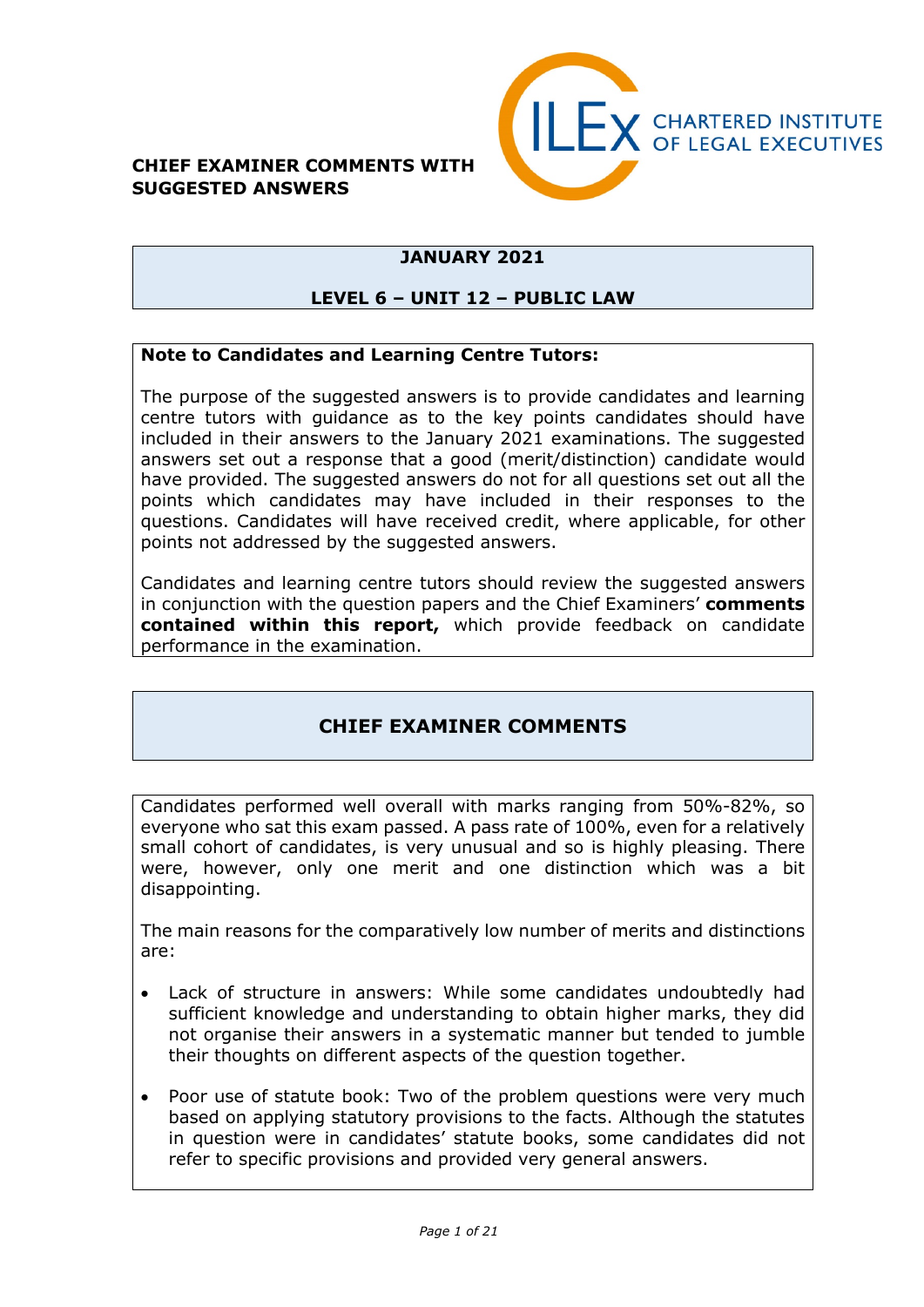**CHIEF EXAMINER COMMENTS WITH SUGGESTED ANSWERS**

CHARTERED INSTITUTE OF LEGAL EXECUTIVES

## JANUARY 2021

## LEVEL 6 – UNIT 12 – PUBLIC LAW

**Note to Candidates and Learning Centre Tutors:**

The purpose of the suggested answers is to provide candidates and learning centre tutors with guidance as to the key points candidates should have included in their answers to the January 2021 examinations. The suggested answers set out a response that a good (merit/distinction) candidate would have provided. The suggested answers do not for all questions set out all the points which candidates may have included in their responses to the questions. Candidates will have received credit, where applicable, for other points not addressed by the suggested answers.

Candidates and learning centre tutors should review the suggested answers in conjunction with the question papers and the Chief Examiners' **comments contained within this report,** which provide feedback on candidate performance in the examination.

## CHIEF EXAMINER COMMENTS

Candidates performed well overall with marks ranging from 50%-82%, so everyone who sat this exam passed. A pass rate of 100%, even for a relatively small cohort of candidates, is very unusual and so is highly pleasing. There were, however, only one merit and one distinction which was a bit disappointing.

The main reasons for the comparatively low number of merits and distinctions are:

- Lack of structure in answers: While some candidates undoubtedly had sufficient knowledge and understanding to obtain higher marks, they did not organise their answers in a systematic manner but tended to jumble their thoughts on different aspects of the question together.
- Poor use of statute book: Two of the problem questions were very much based on applying statutory provisions to the facts. Although the statutes in question were in candidates' statute books, some candidates did not refer to specific provisions and provided very general answers.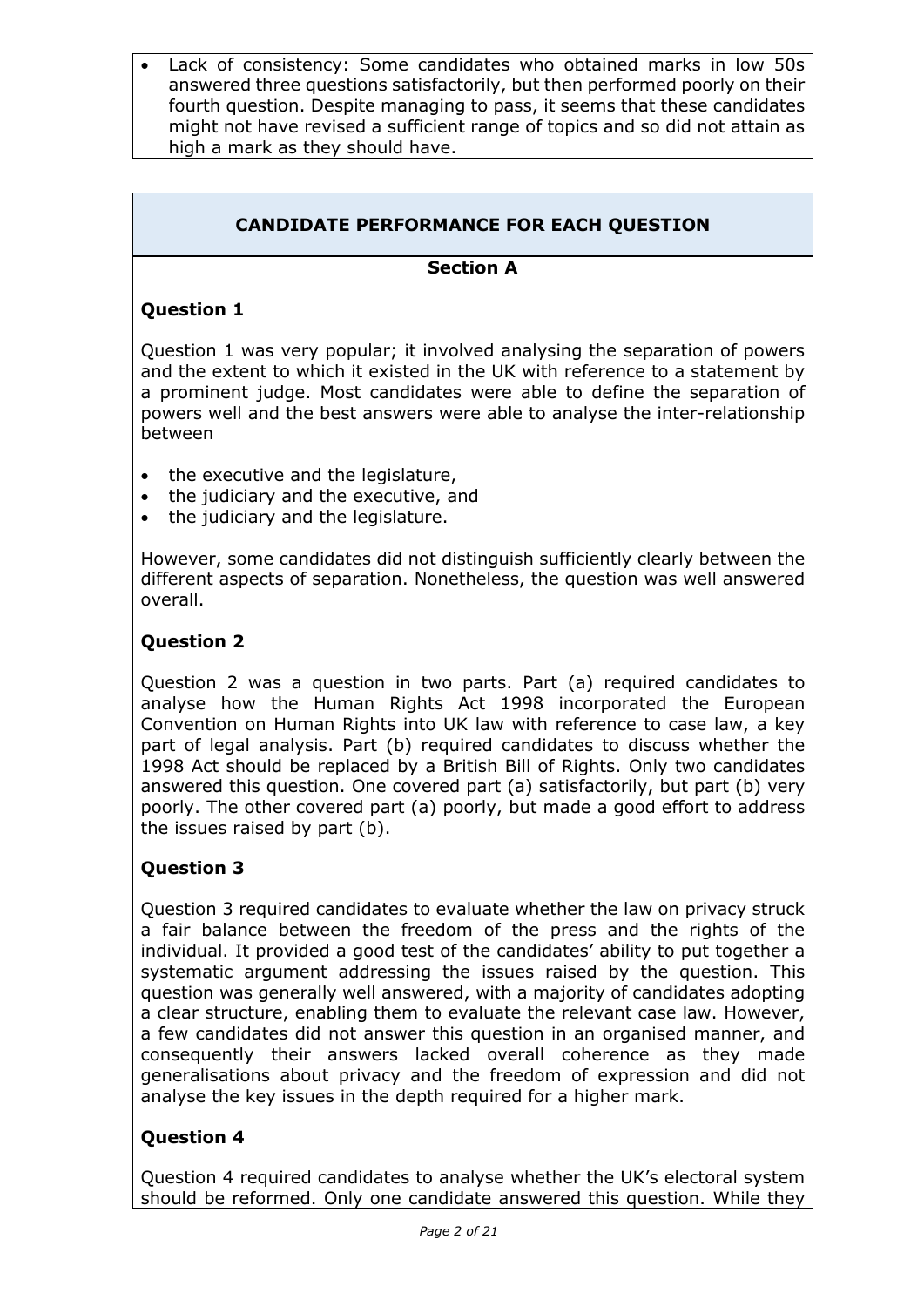- Lack of consistency: Some candidates who obtained marks in low 50s answered three questions satisfactorily, but then performed poorly on their fourth question. Despite managing to pass, it seems that these candidates might not have revised a sufficient range of topics and so did not attain as high a mark as they should have.

## CANDIDATE PERFORMANCE FOR EACH QUESTION

### Section A

#### Question 1

Question 1 was very popular; it involved analysing the separation of powers and the extent to which it existed in the UK with reference to a statement by a prominent judge. Most candidates were able to define the separation of powers well and the best answers were able to analyse the inter-relationship between

- the executive and the legislature,
- the judiciary and the executive, and
- the judiciary and the legislature.

However, some candidates did not distinguish sufficiently clearly between the different aspects of separation. Nonetheless, the question was well answered overall.

#### Question 2

Question 2 was a question in two parts. Part (a) required candidates to analyse how the Human Rights Act 1998 incorporated the European Convention on Human Rights into UK law with reference to case law, a key part of legal analysis. Part (b) required candidates to discuss whether the 1998 Act should be replaced by a British Bill of Rights. Only two candidates answered this question. One covered part (a) satisfactorily, but part (b) very poorly. The other covered part (a) poorly, but made a good effort to address the issues raised by part (b).

#### Question 3

Question 3 required candidates to evaluate whether the law on privacy struck a fair balance between the freedom of the press and the rights of the individual. It provided a good test of the candidates' ability to put together a systematic argument addressing the issues raised by the question. This question was generally well answered, with a majority of candidates adopting a clear structure, enabling them to evaluate the relevant case law. However, a few candidates did not answer this question in an organised manner, and consequently their answers lacked overall coherence as they made generalisations about privacy and the freedom of expression and did not analyse the key issues in the depth required for a higher mark.

#### Question 4

Question 4 required candidates to analyse whether the UK's electoral system should be reformed. Only one candidate answered this question. While they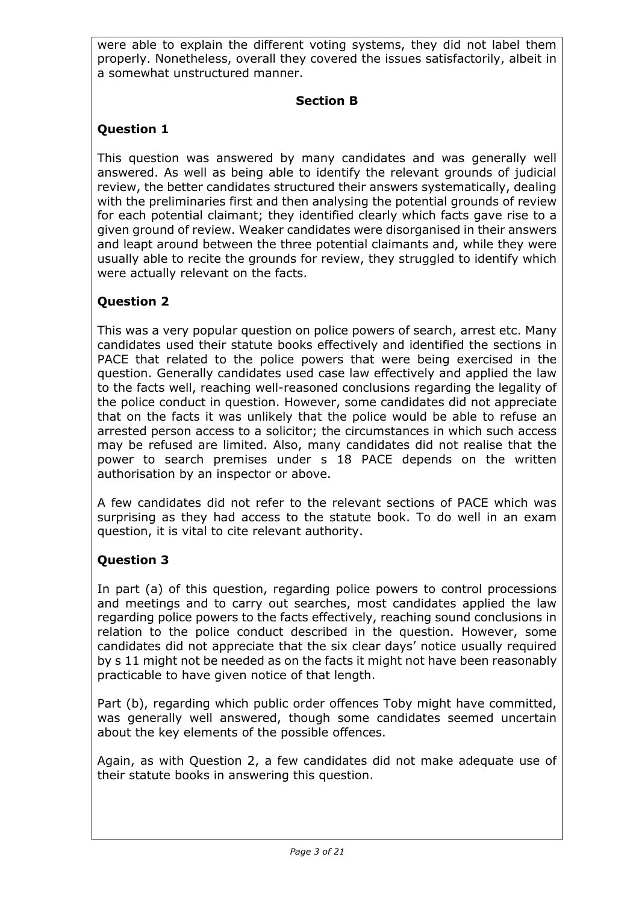were able to explain the different voting systems, they did not label them properly. Nonetheless, overall they covered the issues satisfactorily, albeit in a somewhat unstructured manner.

## Section B

### Question 1

This question was answered by many candidates and was generally well answered. As well as being able to identify the relevant grounds of judicial review, the better candidates structured their answers systematically, dealing with the preliminaries first and then analysing the potential grounds of review for each potential claimant; they identified clearly which facts gave rise to a given ground of review. Weaker candidates were disorganised in their answers and leapt around between the three potential claimants and, while they were usually able to recite the grounds for review, they struggled to identify which were actually relevant on the facts.

### Question 2

This was a very popular question on police powers of search, arrest etc. Many candidates used their statute books effectively and identified the sections in PACE that related to the police powers that were being exercised in the question. Generally candidates used case law effectively and applied the law to the facts well, reaching well-reasoned conclusions regarding the legality of the police conduct in question. However, some candidates did not appreciate that on the facts it was unlikely that the police would be able to refuse an arrested person access to a solicitor; the circumstances in which such access may be refused are limited. Also, many candidates did not realise that the power to search premises under s 18 PACE depends on the written authorisation by an inspector or above.

A few candidates did not refer to the relevant sections of PACE which was surprising as they had access to the statute book. To do well in an exam question, it is vital to cite relevant authority.

### Question 3

In part (a) of this question, regarding police powers to control processions and meetings and to carry out searches, most candidates applied the law regarding police powers to the facts effectively, reaching sound conclusions in relation to the police conduct described in the question. However, some candidates did not appreciate that the six clear days' notice usually required by s 11 might not be needed as on the facts it might not have been reasonably practicable to have given notice of that length.

Part (b), regarding which public order offences Toby might have committed, was generally well answered, though some candidates seemed uncertain about the key elements of the possible offences.

Again, as with Question 2, a few candidates did not make adequate use of their statute books in answering this question.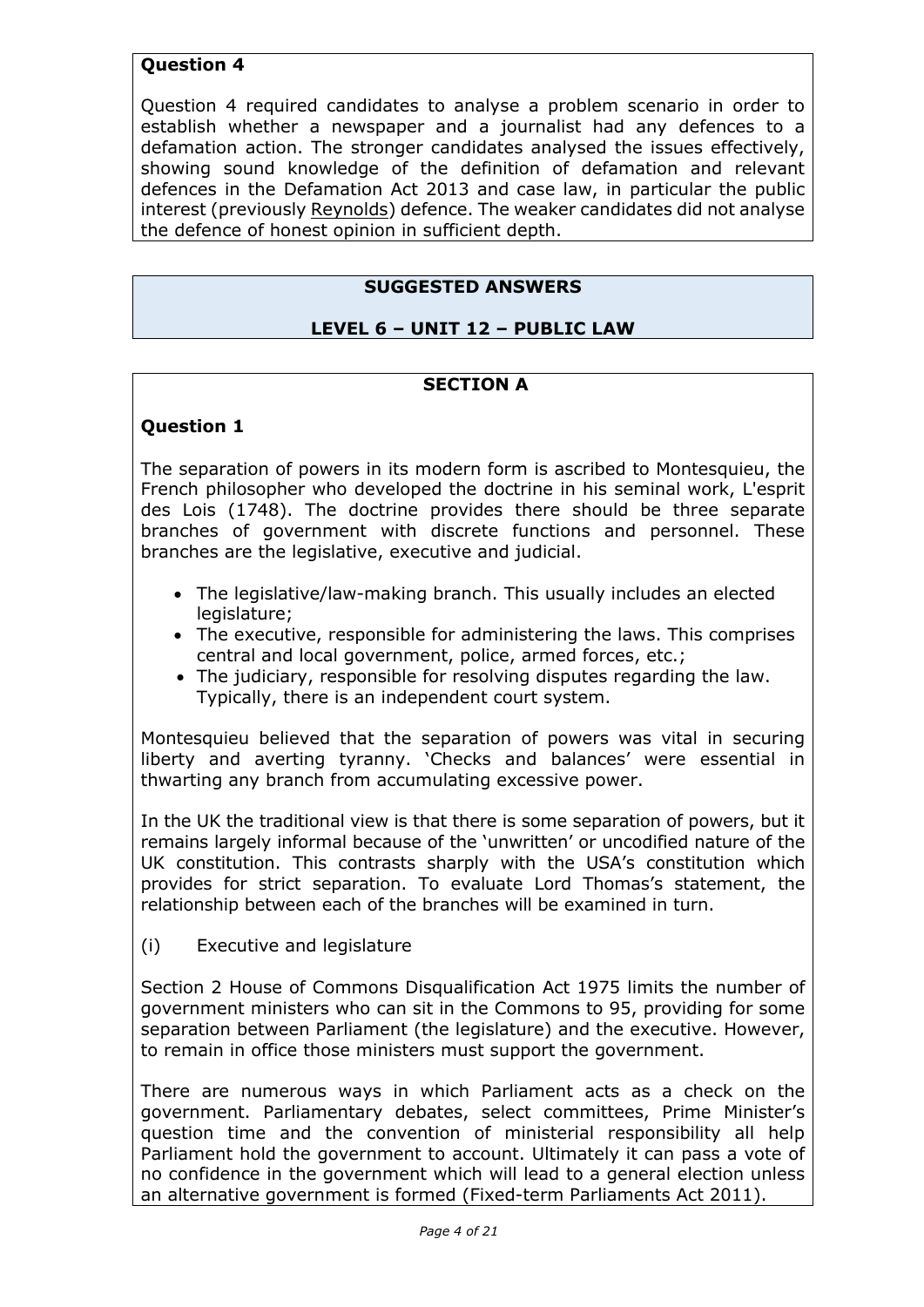## Question 4

Question 4 required candidates to analyse a problem scenario in order to establish whether a newspaper and a journalist had any defences to a defamation action. The stronger candidates analysed the issues effectively, showing sound knowledge of the definition of defamation and relevant defences in the Defamation Act 2013 and case law, in particular the public interest (previously Reynolds) defence. The weaker candidates did not analyse the defence of honest opinion in sufficient depth.

# SUGGESTED ANSWERS

# LEVEL 6 – UNIT 12 – PUBLIC LAW

## SECTION A

## Question 1

The separation of powers in its modern form is ascribed to Montesquieu, the French philosopher who developed the doctrine in his seminal work, L'esprit des Lois (1748). The doctrine provides there should be three separate branches of government with discrete functions and personnel. These branches are the legislative, executive and judicial.

- The legislative/law-making branch. This usually includes an elected legislature;
- The executive, responsible for administering the laws. This comprises central and local government, police, armed forces, etc.;
- The judiciary, responsible for resolving disputes regarding the law. Typically, there is an independent court system.

Montesquieu believed that the separation of powers was vital in securing liberty and averting tyranny. 'Checks and balances' were essential in thwarting any branch from accumulating excessive power.

In the UK the traditional view is that there is some separation of powers, but it remains largely informal because of the 'unwritten' or uncodified nature of the UK constitution. This contrasts sharply with the USA's constitution which provides for strict separation. To evaluate Lord Thomas's statement, the relationship between each of the branches will be examined in turn.

(i) Executive and legislature

Section 2 House of Commons Disqualification Act 1975 limits the number of government ministers who can sit in the Commons to 95, providing for some separation between Parliament (the legislature) and the executive. However, to remain in office those ministers must support the government.

There are numerous ways in which Parliament acts as a check on the government. Parliamentary debates, select committees, Prime Minister's question time and the convention of ministerial responsibility all help Parliament hold the government to account. Ultimately it can pass a vote of no confidence in the government which will lead to a general election unless an alternative government is formed (Fixed-term Parliaments Act 2011).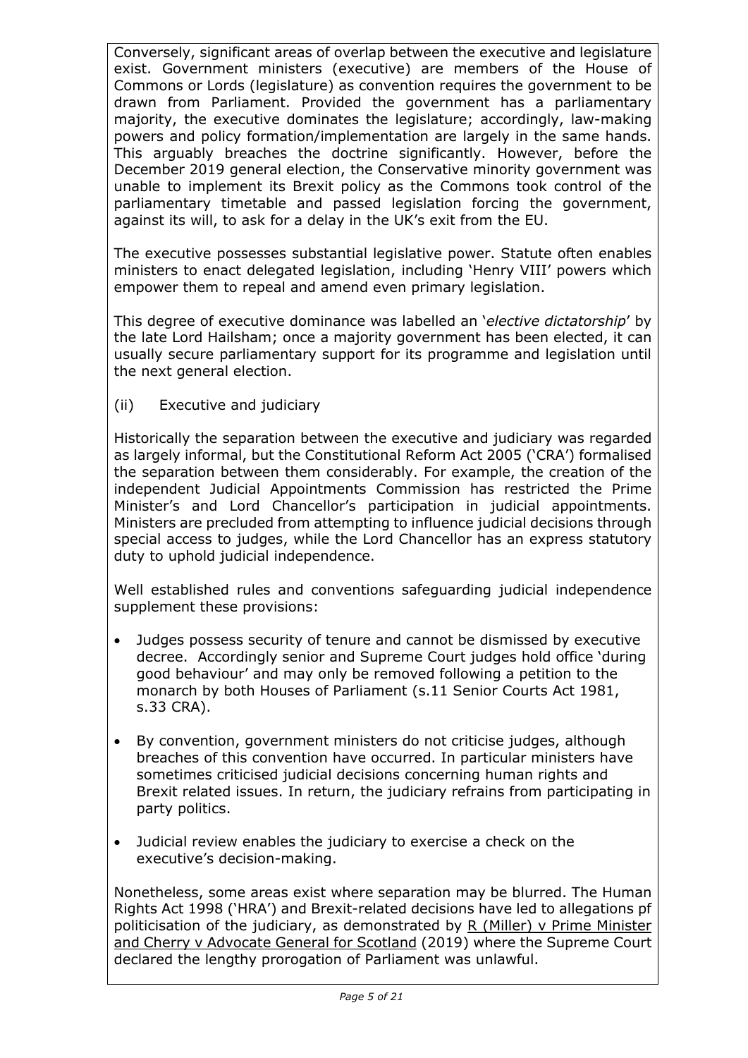Conversely, significant areas of overlap between the executive and legislature exist. Government ministers (executive) are members of the House of Commons or Lords (legislature) as convention requires the government to be drawn from Parliament. Provided the government has a parliamentary majority, the executive dominates the legislature; accordingly, law-making powers and policy formation/implementation are largely in the same hands. This arguably breaches the doctrine significantly. However, before the December 2019 general election, the Conservative minority government was unable to implement its Brexit policy as the Commons took control of the parliamentary timetable and passed legislation forcing the government, against its will, to ask for a delay in the UK's exit from the EU.

The executive possesses substantial legislative power. Statute often enables ministers to enact delegated legislation, including 'Henry VIII' powers which empower them to repeal and amend even primary legislation.

This degree of executive dominance was labelled an '*elective dictatorship*' by the late Lord Hailsham; once a majority government has been elected, it can usually secure parliamentary support for its programme and legislation until the next general election.

(ii) Executive and judiciary

Historically the separation between the executive and judiciary was regarded as largely informal, but the Constitutional Reform Act 2005 ('CRA') formalised the separation between them considerably. For example, the creation of the independent Judicial Appointments Commission has restricted the Prime Minister's and Lord Chancellor's participation in judicial appointments. Ministers are precluded from attempting to influence judicial decisions through special access to judges, while the Lord Chancellor has an express statutory duty to uphold judicial independence.

Well established rules and conventions safeguarding judicial independence supplement these provisions:

- Judges possess security of tenure and cannot be dismissed by executive decree. Accordingly senior and Supreme Court judges hold office 'during good behaviour' and may only be removed following a petition to the monarch by both Houses of Parliament (s.11 Senior Courts Act 1981, s.33 CRA).
- By convention, government ministers do not criticise judges, although breaches of this convention have occurred. In particular ministers have sometimes criticised judicial decisions concerning human rights and Brexit related issues. In return, the judiciary refrains from participating in party politics.
- Judicial review enables the judiciary to exercise a check on the executive's decision-making.

Nonetheless, some areas exist where separation may be blurred. The Human Rights Act 1998 ('HRA') and Brexit-related decisions have led to allegations pf politicisation of the judiciary, as demonstrated by R (Miller) v Prime Minister and Cherry v Advocate General for Scotland (2019) where the Supreme Court declared the lengthy prorogation of Parliament was unlawful.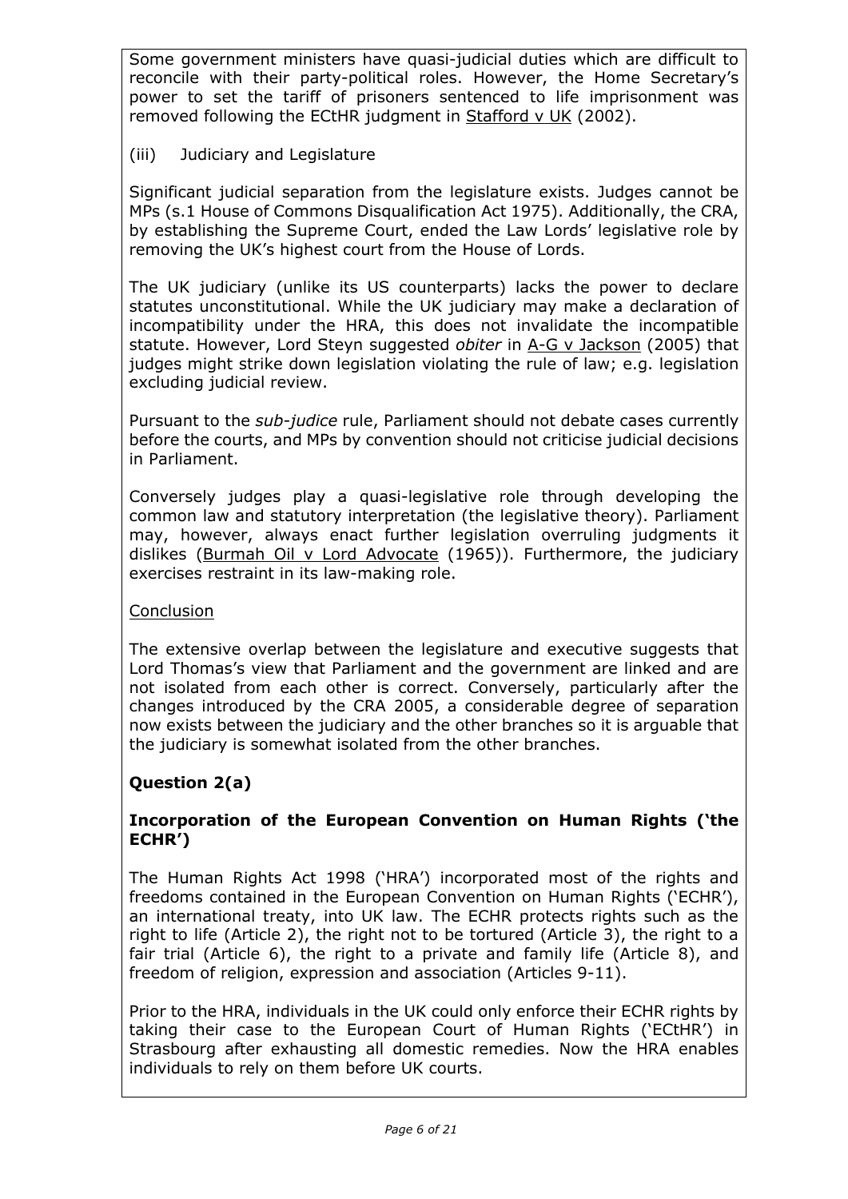Some government ministers have quasi-judicial duties which are difficult to reconcile with their party-political roles. However, the Home Secretary's power to set the tariff of prisoners sentenced to life imprisonment was removed following the ECtHR judgment in Stafford v UK (2002).

(iii) Judiciary and Legislature

Significant judicial separation from the legislature exists. Judges cannot be MPs (s.1 House of Commons Disqualification Act 1975). Additionally, the CRA, by establishing the Supreme Court, ended the Law Lords' legislative role by removing the UK's highest court from the House of Lords.

The UK judiciary (unlike its US counterparts) lacks the power to declare statutes unconstitutional. While the UK judiciary may make a declaration of incompatibility under the HRA, this does not invalidate the incompatible statute. However, Lord Steyn suggested *obiter* in A-G v Jackson (2005) that judges might strike down legislation violating the rule of law; e.g. legislation excluding judicial review.

Pursuant to the *sub-judice* rule, Parliament should not debate cases currently before the courts, and MPs by convention should not criticise judicial decisions in Parliament.

Conversely judges play a quasi-legislative role through developing the common law and statutory interpretation (the legislative theory). Parliament may, however, always enact further legislation overruling judgments it dislikes (Burmah Oil v Lord Advocate (1965)). Furthermore, the judiciary exercises restraint in its law-making role.

Conclusion

The extensive overlap between the legislature and executive suggests that Lord Thomas's view that Parliament and the government are linked and are not isolated from each other is correct. Conversely, particularly after the changes introduced by the CRA 2005, a considerable degree of separation now exists between the judiciary and the other branches so it is arguable that the judiciary is somewhat isolated from the other branches.

## Question 2(a)

### Incorporation of the European Convention on Human Rights ('the ECHR')

The Human Rights Act 1998 ('HRA') incorporated most of the rights and freedoms contained in the European Convention on Human Rights ('ECHR'), an international treaty, into UK law. The ECHR protects rights such as the right to life (Article 2), the right not to be tortured (Article 3), the right to a fair trial (Article 6), the right to a private and family life (Article 8), and freedom of religion, expression and association (Articles 9-11).

Prior to the HRA, individuals in the UK could only enforce their ECHR rights by taking their case to the European Court of Human Rights ('ECtHR') in Strasbourg after exhausting all domestic remedies. Now the HRA enables individuals to rely on them before UK courts.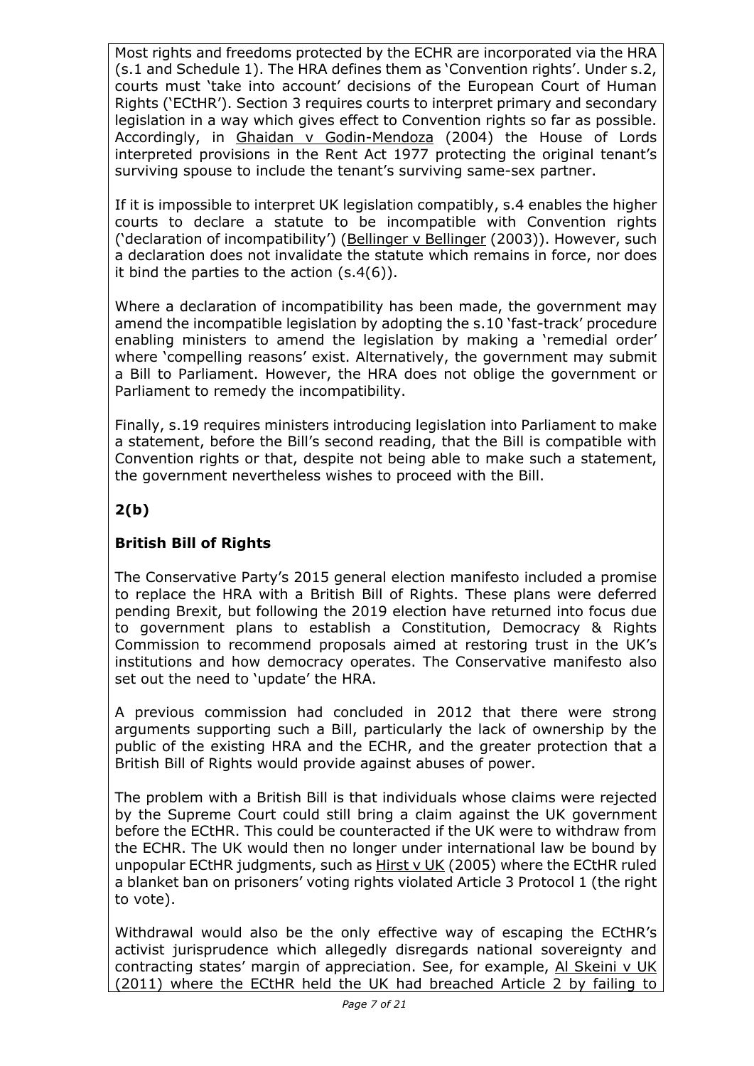Most rights and freedoms protected by the ECHR are incorporated via the HRA (s.1 and Schedule 1). The HRA defines them as 'Convention rights'. Under s.2, courts must 'take into account' decisions of the European Court of Human Rights ('ECtHR'). Section 3 requires courts to interpret primary and secondary legislation in a way which gives effect to Convention rights so far as possible. Accordingly, in Ghaidan v Godin-Mendoza (2004) the House of Lords interpreted provisions in the Rent Act 1977 protecting the original tenant's surviving spouse to include the tenant's surviving same-sex partner.

If it is impossible to interpret UK legislation compatibly, s.4 enables the higher courts to declare a statute to be incompatible with Convention rights ('declaration of incompatibility') (Bellinger v Bellinger (2003)). However, such a declaration does not invalidate the statute which remains in force, nor does it bind the parties to the action (s.4(6)).

Where a declaration of incompatibility has been made, the government may amend the incompatible legislation by adopting the s.10 'fast-track' procedure enabling ministers to amend the legislation by making a 'remedial order' where 'compelling reasons' exist. Alternatively, the government may submit a Bill to Parliament. However, the HRA does not oblige the government or Parliament to remedy the incompatibility.

Finally, s.19 requires ministers introducing legislation into Parliament to make a statement, before the Bill's second reading, that the Bill is compatible with Convention rights or that, despite not being able to make such a statement, the government nevertheless wishes to proceed with the Bill.

## 2(b)

### British Bill of Rights

The Conservative Party's 2015 general election manifesto included a promise to replace the HRA with a British Bill of Rights. These plans were deferred pending Brexit, but following the 2019 election have returned into focus due to government plans to establish a Constitution, Democracy & Rights Commission to recommend proposals aimed at restoring trust in the UK's institutions and how democracy operates. The Conservative manifesto also set out the need to 'update' the HRA.

A previous commission had concluded in 2012 that there were strong arguments supporting such a Bill, particularly the lack of ownership by the public of the existing HRA and the ECHR, and the greater protection that a British Bill of Rights would provide against abuses of power.

The problem with a British Bill is that individuals whose claims were rejected by the Supreme Court could still bring a claim against the UK government before the ECtHR. This could be counteracted if the UK were to withdraw from the ECHR. The UK would then no longer under international law be bound by unpopular ECtHR judgments, such as Hirst v UK (2005) where the ECtHR ruled a blanket ban on prisoners' voting rights violated Article 3 Protocol 1 (the right to vote).

Withdrawal would also be the only effective way of escaping the ECtHR's activist jurisprudence which allegedly disregards national sovereignty and contracting states' margin of appreciation. See, for example, Al Skeini v UK (2011) where the ECtHR held the UK had breached Article 2 by failing to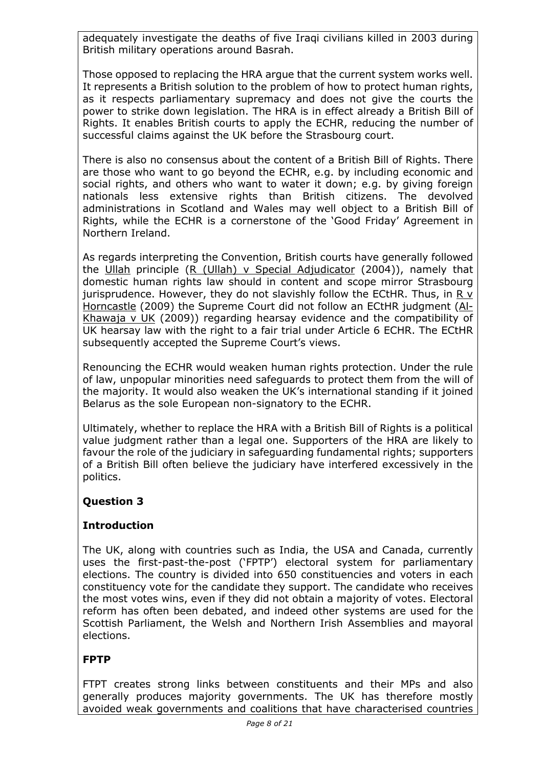adequately investigate the deaths of five Iraqi civilians killed in 2003 during British military operations around Basrah.

Those opposed to replacing the HRA argue that the current system works well. It represents a British solution to the problem of how to protect human rights, as it respects parliamentary supremacy and does not give the courts the power to strike down legislation. The HRA is in effect already a British Bill of Rights. It enables British courts to apply the ECHR, reducing the number of successful claims against the UK before the Strasbourg court.

There is also no consensus about the content of a British Bill of Rights. There are those who want to go beyond the ECHR, e.g. by including economic and social rights, and others who want to water it down; e.g. by giving foreign nationals less extensive rights than British citizens. The devolved administrations in Scotland and Wales may well object to a British Bill of Rights, while the ECHR is a cornerstone of the 'Good Friday' Agreement in Northern Ireland.

As regards interpreting the Convention, British courts have generally followed the Ullah principle (R (Ullah) v Special Adjudicator (2004)), namely that domestic human rights law should in content and scope mirror Strasbourg jurisprudence. However, they do not slavishly follow the ECtHR. Thus, in R v Horncastle (2009) the Supreme Court did not follow an ECtHR judgment (Al-Khawaja v UK (2009)) regarding hearsay evidence and the compatibility of UK hearsay law with the right to a fair trial under Article 6 ECHR. The ECtHR subsequently accepted the Supreme Court's views.

Renouncing the ECHR would weaken human rights protection. Under the rule of law, unpopular minorities need safeguards to protect them from the will of the majority. It would also weaken the UK's international standing if it joined Belarus as the sole European non-signatory to the ECHR.

Ultimately, whether to replace the HRA with a British Bill of Rights is a political value judgment rather than a legal one. Supporters of the HRA are likely to favour the role of the judiciary in safeguarding fundamental rights; supporters of a British Bill often believe the judiciary have interfered excessively in the politics.

## Question 3

### Introduction

The UK, along with countries such as India, the USA and Canada, currently uses the first-past-the-post ('FPTP') electoral system for parliamentary elections. The country is divided into 650 constituencies and voters in each constituency vote for the candidate they support. The candidate who receives the most votes wins, even if they did not obtain a majority of votes. Electoral reform has often been debated, and indeed other systems are used for the Scottish Parliament, the Welsh and Northern Irish Assemblies and mayoral elections.

### FPTP

FTPT creates strong links between constituents and their MPs and also generally produces majority governments. The UK has therefore mostly avoided weak governments and coalitions that have characterised countries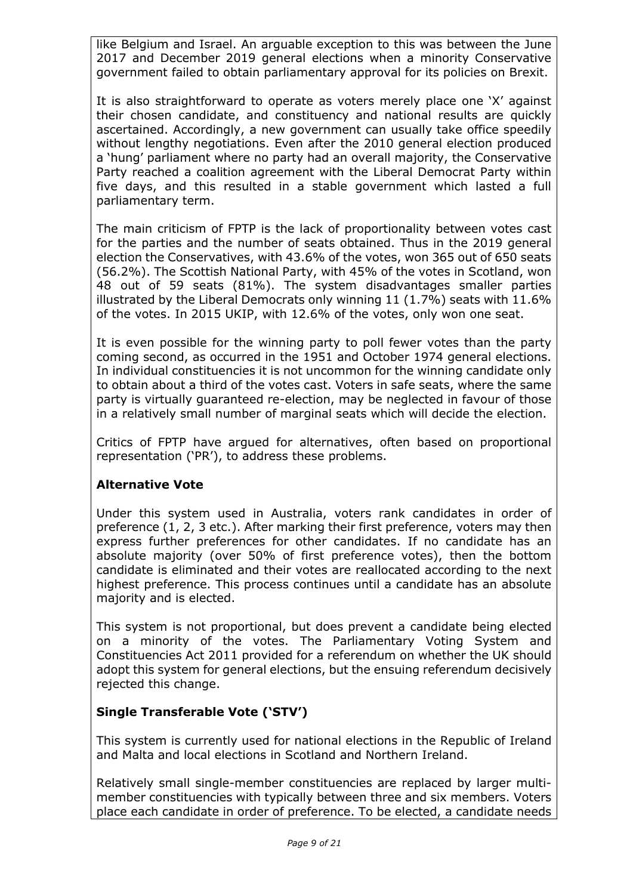like Belgium and Israel. An arguable exception to this was between the June 2017 and December 2019 general elections when a minority Conservative government failed to obtain parliamentary approval for its policies on Brexit.

It is also straightforward to operate as voters merely place one 'X' against their chosen candidate, and constituency and national results are quickly ascertained. Accordingly, a new government can usually take office speedily without lengthy negotiations. Even after the 2010 general election produced a 'hung' parliament where no party had an overall majority, the Conservative Party reached a coalition agreement with the Liberal Democrat Party within five days, and this resulted in a stable government which lasted a full parliamentary term.

The main criticism of FPTP is the lack of proportionality between votes cast for the parties and the number of seats obtained. Thus in the 2019 general election the Conservatives, with 43.6% of the votes, won 365 out of 650 seats (56.2%). The Scottish National Party, with 45% of the votes in Scotland, won 48 out of 59 seats (81%). The system disadvantages smaller parties illustrated by the Liberal Democrats only winning 11 (1.7%) seats with 11.6% of the votes. In 2015 UKIP, with 12.6% of the votes, only won one seat.

It is even possible for the winning party to poll fewer votes than the party coming second, as occurred in the 1951 and October 1974 general elections. In individual constituencies it is not uncommon for the winning candidate only to obtain about a third of the votes cast. Voters in safe seats, where the same party is virtually guaranteed re-election, may be neglected in favour of those in a relatively small number of marginal seats which will decide the election.

Critics of FPTP have argued for alternatives, often based on proportional representation ('PR'), to address these problems.

## Alternative Vote

Under this system used in Australia, voters rank candidates in order of preference (1, 2, 3 etc.). After marking their first preference, voters may then express further preferences for other candidates. If no candidate has an absolute majority (over 50% of first preference votes), then the bottom candidate is eliminated and their votes are reallocated according to the next highest preference. This process continues until a candidate has an absolute majority and is elected.

This system is not proportional, but does prevent a candidate being elected on a minority of the votes. The Parliamentary Voting System and Constituencies Act 2011 provided for a referendum on whether the UK should adopt this system for general elections, but the ensuing referendum decisively rejected this change.

## Single Transferable Vote ('STV')

This system is currently used for national elections in the Republic of Ireland and Malta and local elections in Scotland and Northern Ireland.

Relatively small single-member constituencies are replaced by larger multi-member constituencies with typically between three and six members. Voters place each candidate in order of preference. To be elected, a candidate needs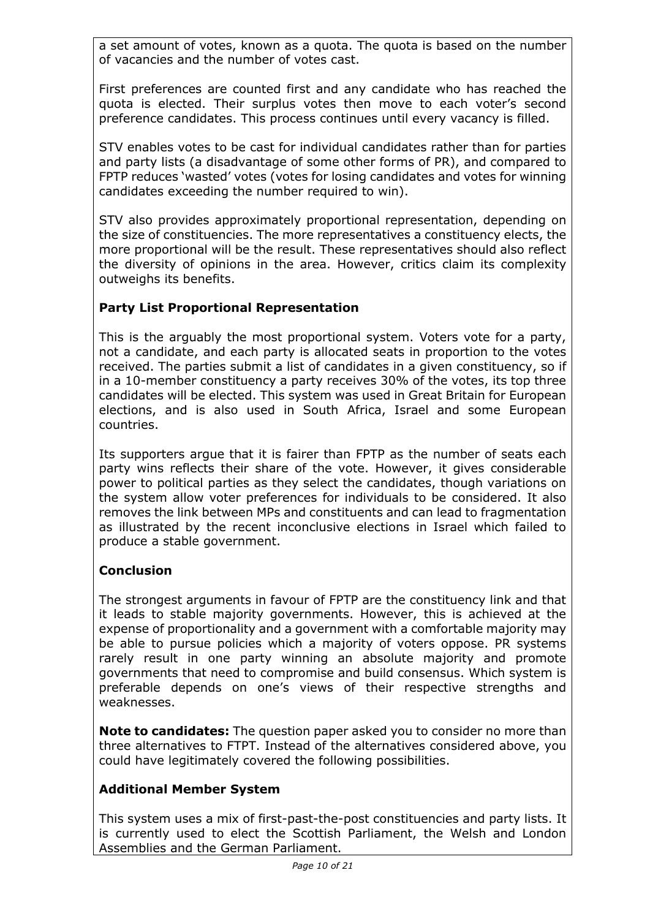a set amount of votes, known as a quota. The quota is based on the number of vacancies and the number of votes cast.

First preferences are counted first and any candidate who has reached the quota is elected. Their surplus votes then move to each voter's second preference candidates. This process continues until every vacancy is filled.

STV enables votes to be cast for individual candidates rather than for parties and party lists (a disadvantage of some other forms of PR), and compared to FPTP reduces 'wasted' votes (votes for losing candidates and votes for winning candidates exceeding the number required to win).

STV also provides approximately proportional representation, depending on the size of constituencies. The more representatives a constituency elects, the more proportional will be the result. These representatives should also reflect the diversity of opinions in the area. However, critics claim its complexity outweighs its benefits.

**Party List Proportional Representation**

This is the arguably the most proportional system. Voters vote for a party, not a candidate, and each party is allocated seats in proportion to the votes received. The parties submit a list of candidates in a given constituency, so if in a 10-member constituency a party receives 30% of the votes, its top three candidates will be elected. This system was used in Great Britain for European elections, and is also used in South Africa, Israel and some European countries.

Its supporters argue that it is fairer than FPTP as the number of seats each party wins reflects their share of the vote. However, it gives considerable power to political parties as they select the candidates, though variations on the system allow voter preferences for individuals to be considered. It also removes the link between MPs and constituents and can lead to fragmentation as illustrated by the recent inconclusive elections in Israel which failed to produce a stable government.

**Conclusion**

The strongest arguments in favour of FPTP are the constituency link and that it leads to stable majority governments. However, this is achieved at the expense of proportionality and a government with a comfortable majority may be able to pursue policies which a majority of voters oppose. PR systems rarely result in one party winning an absolute majority and promote governments that need to compromise and build consensus. Which system is preferable depends on one's views of their respective strengths and weaknesses.

**Note to candidates:** The question paper asked you to consider no more than three alternatives to FTPT. Instead of the alternatives considered above, you could have legitimately covered the following possibilities.

**Additional Member System**

This system uses a mix of first-past-the-post constituencies and party lists. It is currently used to elect the Scottish Parliament, the Welsh and London Assemblies and the German Parliament.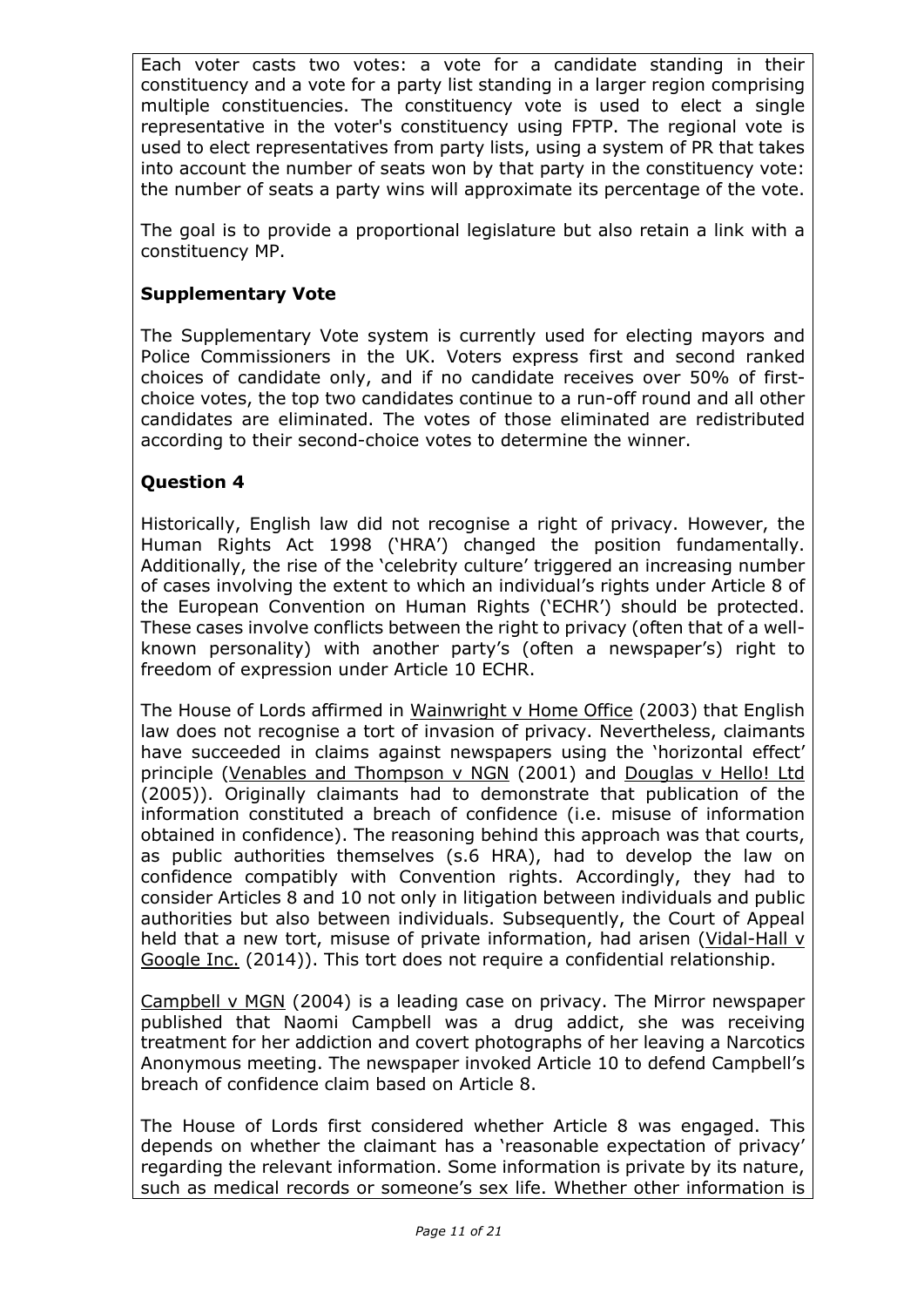Each voter casts two votes: a vote for a candidate standing in their constituency and a vote for a party list standing in a larger region comprising multiple constituencies. The constituency vote is used to elect a single representative in the voter's constituency using FPTP. The regional vote is used to elect representatives from party lists, using a system of PR that takes into account the number of seats won by that party in the constituency vote: the number of seats a party wins will approximate its percentage of the vote.

The goal is to provide a proportional legislature but also retain a link with a constituency MP.

### Supplementary Vote

The Supplementary Vote system is currently used for electing mayors and Police Commissioners in the UK. Voters express first and second ranked choices of candidate only, and if no candidate receives over 50% of first-choice votes, the top two candidates continue to a run-off round and all other candidates are eliminated. The votes of those eliminated are redistributed according to their second-choice votes to determine the winner.

## Question 4

Historically, English law did not recognise a right of privacy. However, the Human Rights Act 1998 ('HRA') changed the position fundamentally. Additionally, the rise of the 'celebrity culture' triggered an increasing number of cases involving the extent to which an individual's rights under Article 8 of the European Convention on Human Rights ('ECHR') should be protected. These cases involve conflicts between the right to privacy (often that of a well-known personality) with another party's (often a newspaper's) right to freedom of expression under Article 10 ECHR.

The House of Lords affirmed in Wainwright v Home Office (2003) that English law does not recognise a tort of invasion of privacy. Nevertheless, claimants have succeeded in claims against newspapers using the 'horizontal effect' principle (Venables and Thompson v NGN (2001) and Douglas v Hello! Ltd (2005)). Originally claimants had to demonstrate that publication of the information constituted a breach of confidence (i.e. misuse of information obtained in confidence). The reasoning behind this approach was that courts, as public authorities themselves (s.6 HRA), had to develop the law on confidence compatibly with Convention rights. Accordingly, they had to consider Articles 8 and 10 not only in litigation between individuals and public authorities but also between individuals. Subsequently, the Court of Appeal held that a new tort, misuse of private information, had arisen (Vidal-Hall v Google Inc. (2014)). This tort does not require a confidential relationship.

Campbell v MGN (2004) is a leading case on privacy. The Mirror newspaper published that Naomi Campbell was a drug addict, she was receiving treatment for her addiction and covert photographs of her leaving a Narcotics Anonymous meeting. The newspaper invoked Article 10 to defend Campbell's breach of confidence claim based on Article 8.

The House of Lords first considered whether Article 8 was engaged. This depends on whether the claimant has a 'reasonable expectation of privacy' regarding the relevant information. Some information is private by its nature, such as medical records or someone's sex life. Whether other information is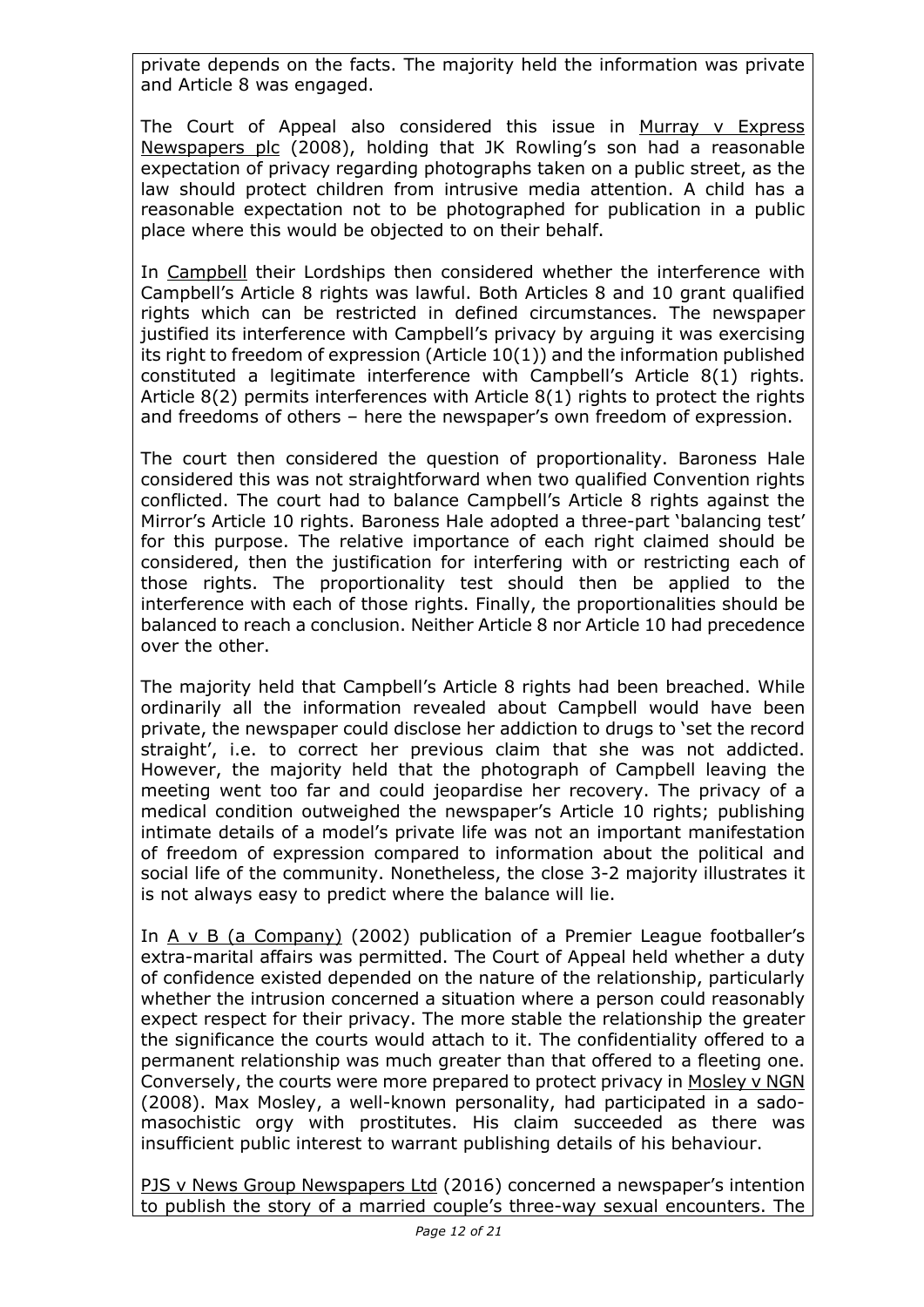private depends on the facts. The majority held the information was private and Article 8 was engaged.

The Court of Appeal also considered this issue in Murray v Express Newspapers plc (2008), holding that JK Rowling's son had a reasonable expectation of privacy regarding photographs taken on a public street, as the law should protect children from intrusive media attention. A child has a reasonable expectation not to be photographed for publication in a public place where this would be objected to on their behalf.

In Campbell their Lordships then considered whether the interference with Campbell's Article 8 rights was lawful. Both Articles 8 and 10 grant qualified rights which can be restricted in defined circumstances. The newspaper justified its interference with Campbell's privacy by arguing it was exercising its right to freedom of expression (Article 10(1)) and the information published constituted a legitimate interference with Campbell's Article 8(1) rights. Article 8(2) permits interferences with Article 8(1) rights to protect the rights and freedoms of others – here the newspaper's own freedom of expression.

The court then considered the question of proportionality. Baroness Hale considered this was not straightforward when two qualified Convention rights conflicted. The court had to balance Campbell's Article 8 rights against the Mirror's Article 10 rights. Baroness Hale adopted a three-part 'balancing test' for this purpose. The relative importance of each right claimed should be considered, then the justification for interfering with or restricting each of those rights. The proportionality test should then be applied to the interference with each of those rights. Finally, the proportionalities should be balanced to reach a conclusion. Neither Article 8 nor Article 10 had precedence over the other.

The majority held that Campbell's Article 8 rights had been breached. While ordinarily all the information revealed about Campbell would have been private, the newspaper could disclose her addiction to drugs to 'set the record straight', i.e. to correct her previous claim that she was not addicted. However, the majority held that the photograph of Campbell leaving the meeting went too far and could jeopardise her recovery. The privacy of a medical condition outweighed the newspaper's Article 10 rights; publishing intimate details of a model's private life was not an important manifestation of freedom of expression compared to information about the political and social life of the community. Nonetheless, the close 3-2 majority illustrates it is not always easy to predict where the balance will lie.

In A v B (a Company) (2002) publication of a Premier League footballer's extra-marital affairs was permitted. The Court of Appeal held whether a duty of confidence existed depended on the nature of the relationship, particularly whether the intrusion concerned a situation where a person could reasonably expect respect for their privacy. The more stable the relationship the greater the significance the courts would attach to it. The confidentiality offered to a permanent relationship was much greater than that offered to a fleeting one. Conversely, the courts were more prepared to protect privacy in Mosley v NGN (2008). Max Mosley, a well-known personality, had participated in a sado-masochistic orgy with prostitutes. His claim succeeded as there was insufficient public interest to warrant publishing details of his behaviour.

PJS v News Group Newspapers Ltd (2016) concerned a newspaper's intention to publish the story of a married couple's three-way sexual encounters. The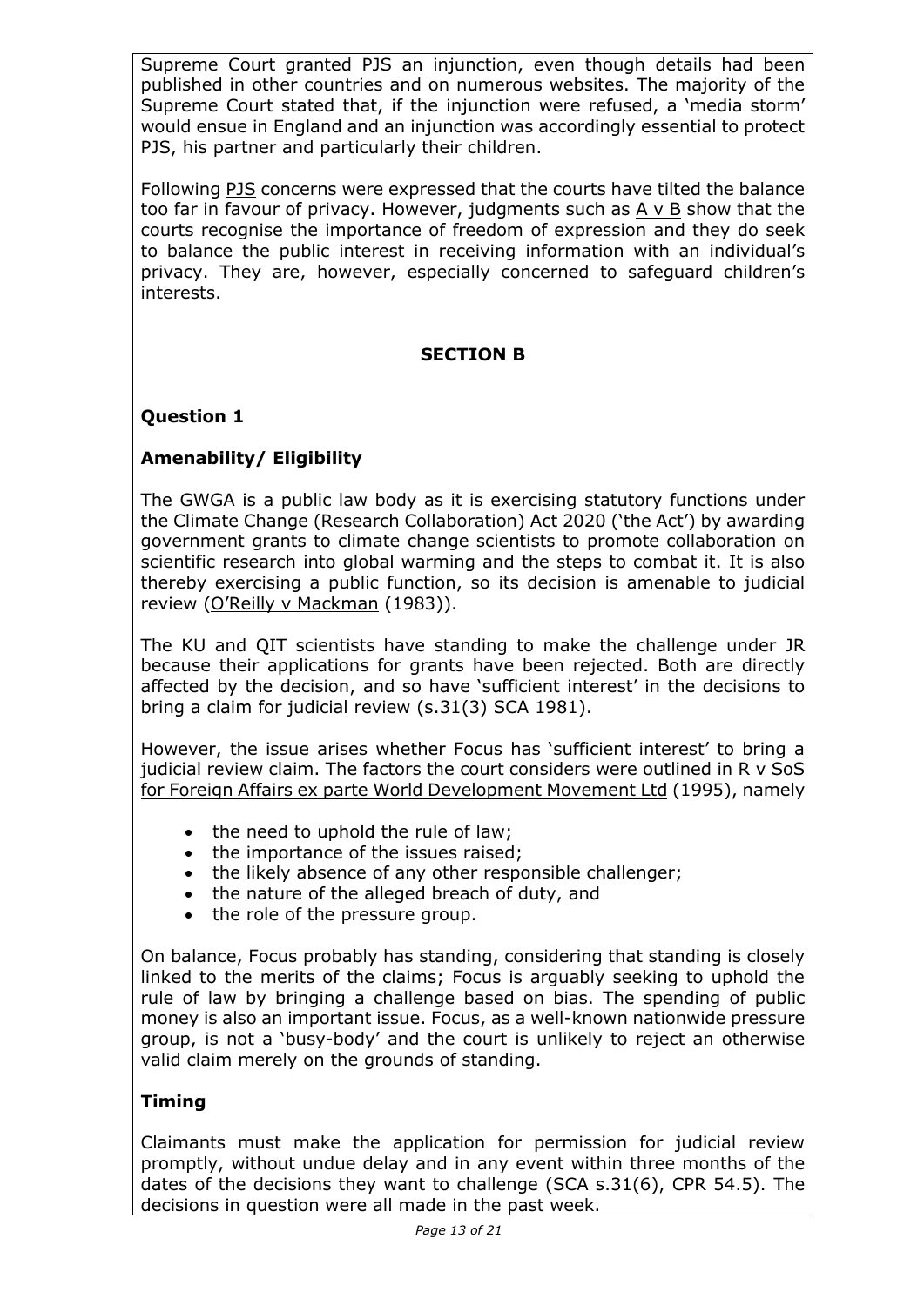Supreme Court granted PJS an injunction, even though details had been published in other countries and on numerous websites. The majority of the Supreme Court stated that, if the injunction were refused, a 'media storm' would ensue in England and an injunction was accordingly essential to protect PJS, his partner and particularly their children.

Following PJS concerns were expressed that the courts have tilted the balance too far in favour of privacy. However, judgments such as A v B show that the courts recognise the importance of freedom of expression and they do seek to balance the public interest in receiving information with an individual's privacy. They are, however, especially concerned to safeguard children's interests.

## SECTION B

### Question 1

### Amenability/ Eligibility

The GWGA is a public law body as it is exercising statutory functions under the Climate Change (Research Collaboration) Act 2020 ('the Act') by awarding government grants to climate change scientists to promote collaboration on scientific research into global warming and the steps to combat it. It is also thereby exercising a public function, so its decision is amenable to judicial review (O'Reilly v Mackman (1983)).

The KU and QIT scientists have standing to make the challenge under JR because their applications for grants have been rejected. Both are directly affected by the decision, and so have 'sufficient interest' in the decisions to bring a claim for judicial review (s.31(3) SCA 1981).

However, the issue arises whether Focus has 'sufficient interest' to bring a judicial review claim. The factors the court considers were outlined in R v SoS for Foreign Affairs ex parte World Development Movement Ltd (1995), namely

- the need to uphold the rule of law;
- the importance of the issues raised;
- the likely absence of any other responsible challenger;
- the nature of the alleged breach of duty, and
- the role of the pressure group.

On balance, Focus probably has standing, considering that standing is closely linked to the merits of the claims; Focus is arguably seeking to uphold the rule of law by bringing a challenge based on bias. The spending of public money is also an important issue. Focus, as a well-known nationwide pressure group, is not a 'busy-body' and the court is unlikely to reject an otherwise valid claim merely on the grounds of standing.

### Timing

Claimants must make the application for permission for judicial review promptly, without undue delay and in any event within three months of the dates of the decisions they want to challenge (SCA s.31(6), CPR 54.5). The decisions in question were all made in the past week.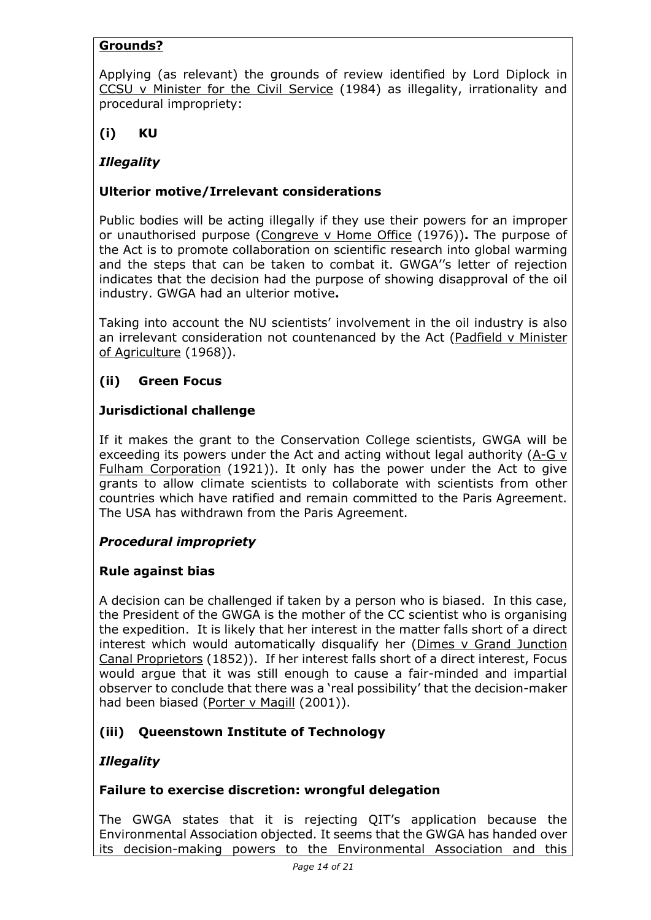**Grounds?**

Applying (as relevant) the grounds of review identified by Lord Diplock in CCSU v Minister for the Civil Service (1984) as illegality, irrationality and procedural impropriety:

## (i) KU

### *Illegality*

**Ulterior motive/Irrelevant considerations**

Public bodies will be acting illegally if they use their powers for an improper or unauthorised purpose (Congreve v Home Office (1976))**.** The purpose of the Act is to promote collaboration on scientific research into global warming and the steps that can be taken to combat it. GWGA''s letter of rejection indicates that the decision had the purpose of showing disapproval of the oil industry. GWGA had an ulterior motive**.**

Taking into account the NU scientists' involvement in the oil industry is also an irrelevant consideration not countenanced by the Act (Padfield v Minister of Agriculture (1968)).

## (ii) Green Focus

**Jurisdictional challenge**

If it makes the grant to the Conservation College scientists, GWGA will be exceeding its powers under the Act and acting without legal authority (A-G v Fulham Corporation (1921)). It only has the power under the Act to give grants to allow climate scientists to collaborate with scientists from other countries which have ratified and remain committed to the Paris Agreement. The USA has withdrawn from the Paris Agreement.

### *Procedural impropriety*

**Rule against bias**

A decision can be challenged if taken by a person who is biased. In this case, the President of the GWGA is the mother of the CC scientist who is organising the expedition. It is likely that her interest in the matter falls short of a direct interest which would automatically disqualify her (Dimes v Grand Junction Canal Proprietors (1852)). If her interest falls short of a direct interest, Focus would argue that it was still enough to cause a fair-minded and impartial observer to conclude that there was a 'real possibility' that the decision-maker had been biased (Porter v Magill (2001)).

## (iii) Queenstown Institute of Technology

### *Illegality*

**Failure to exercise discretion: wrongful delegation**

The GWGA states that it is rejecting QIT's application because the Environmental Association objected. It seems that the GWGA has handed over its decision-making powers to the Environmental Association and this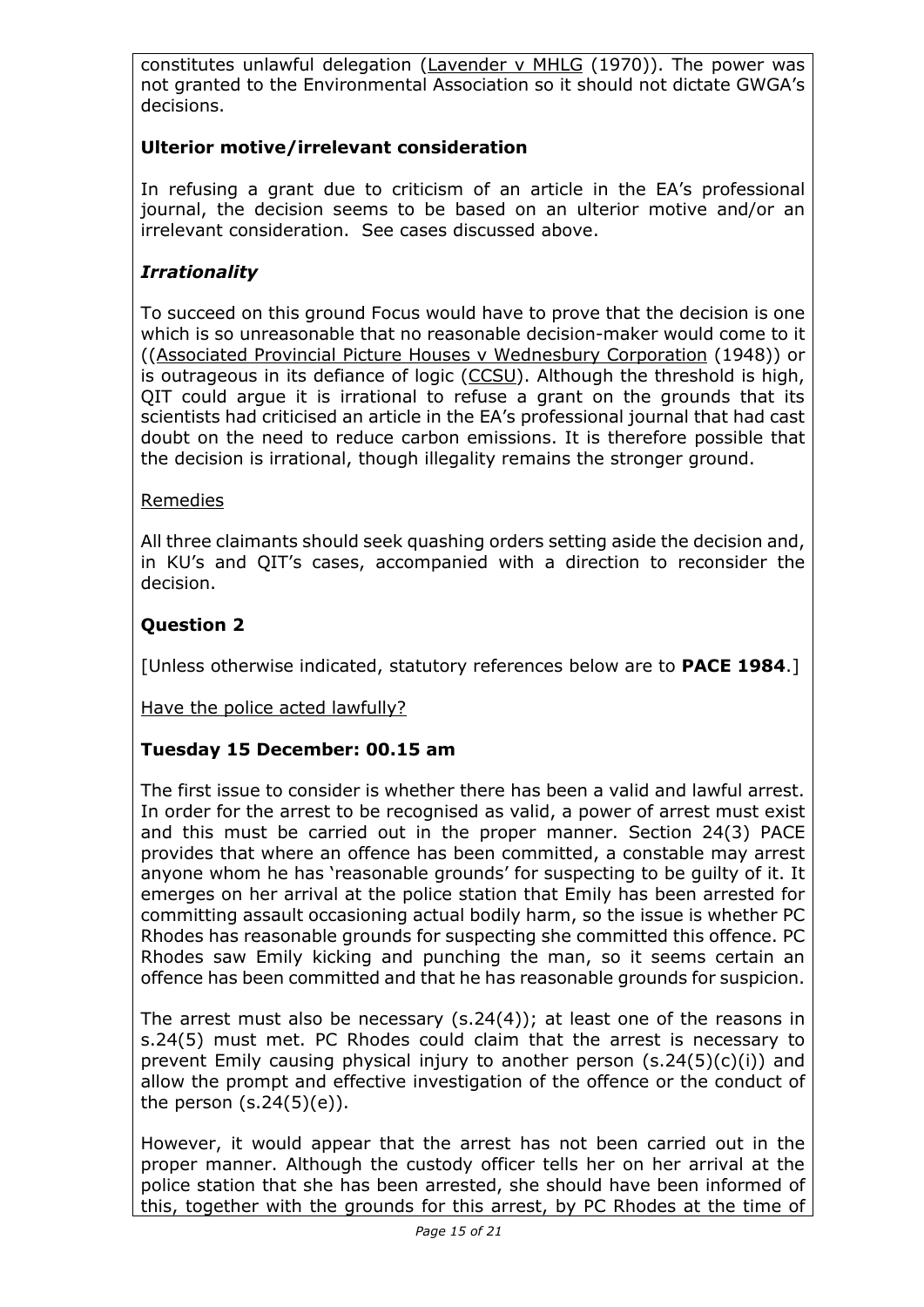constitutes unlawful delegation (Lavender v MHLG (1970)). The power was not granted to the Environmental Association so it should not dictate GWGA's decisions.

**Ulterior motive/irrelevant consideration**

In refusing a grant due to criticism of an article in the EA's professional journal, the decision seems to be based on an ulterior motive and/or an irrelevant consideration. See cases discussed above.

***Irrationality***

To succeed on this ground Focus would have to prove that the decision is one which is so unreasonable that no reasonable decision-maker would come to it ((Associated Provincial Picture Houses v Wednesbury Corporation (1948)) or is outrageous in its defiance of logic (CCSU). Although the threshold is high, QIT could argue it is irrational to refuse a grant on the grounds that its scientists had criticised an article in the EA's professional journal that had cast doubt on the need to reduce carbon emissions. It is therefore possible that the decision is irrational, though illegality remains the stronger ground.

Remedies

All three claimants should seek quashing orders setting aside the decision and, in KU's and QIT's cases, accompanied with a direction to reconsider the decision.

## Question 2

[Unless otherwise indicated, statutory references below are to **PACE 1984**.]

Have the police acted lawfully?

**Tuesday 15 December: 00.15 am**

The first issue to consider is whether there has been a valid and lawful arrest. In order for the arrest to be recognised as valid, a power of arrest must exist and this must be carried out in the proper manner. Section 24(3) PACE provides that where an offence has been committed, a constable may arrest anyone whom he has 'reasonable grounds' for suspecting to be guilty of it. It emerges on her arrival at the police station that Emily has been arrested for committing assault occasioning actual bodily harm, so the issue is whether PC Rhodes has reasonable grounds for suspecting she committed this offence. PC Rhodes saw Emily kicking and punching the man, so it seems certain an offence has been committed and that he has reasonable grounds for suspicion.

The arrest must also be necessary (s.24(4)); at least one of the reasons in s.24(5) must met. PC Rhodes could claim that the arrest is necessary to prevent Emily causing physical injury to another person (s.24(5)(c)(i)) and allow the prompt and effective investigation of the offence or the conduct of the person (s.24(5)(e)).

However, it would appear that the arrest has not been carried out in the proper manner. Although the custody officer tells her on her arrival at the police station that she has been arrested, she should have been informed of this, together with the grounds for this arrest, by PC Rhodes at the time of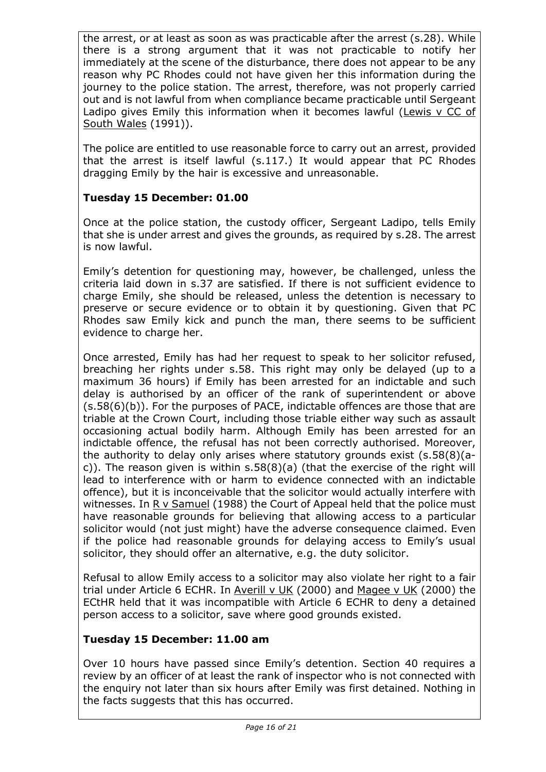the arrest, or at least as soon as was practicable after the arrest (s.28). While there is a strong argument that it was not practicable to notify her immediately at the scene of the disturbance, there does not appear to be any reason why PC Rhodes could not have given her this information during the journey to the police station. The arrest, therefore, was not properly carried out and is not lawful from when compliance became practicable until Sergeant Ladipo gives Emily this information when it becomes lawful (Lewis v CC of South Wales (1991)).

The police are entitled to use reasonable force to carry out an arrest, provided that the arrest is itself lawful (s.117.) It would appear that PC Rhodes dragging Emily by the hair is excessive and unreasonable.

### Tuesday 15 December: 01.00

Once at the police station, the custody officer, Sergeant Ladipo, tells Emily that she is under arrest and gives the grounds, as required by s.28. The arrest is now lawful.

Emily's detention for questioning may, however, be challenged, unless the criteria laid down in s.37 are satisfied. If there is not sufficient evidence to charge Emily, she should be released, unless the detention is necessary to preserve or secure evidence or to obtain it by questioning. Given that PC Rhodes saw Emily kick and punch the man, there seems to be sufficient evidence to charge her.

Once arrested, Emily has had her request to speak to her solicitor refused, breaching her rights under s.58. This right may only be delayed (up to a maximum 36 hours) if Emily has been arrested for an indictable and such delay is authorised by an officer of the rank of superintendent or above (s.58(6)(b)). For the purposes of PACE, indictable offences are those that are triable at the Crown Court, including those triable either way such as assault occasioning actual bodily harm. Although Emily has been arrested for an indictable offence, the refusal has not been correctly authorised. Moreover, the authority to delay only arises where statutory grounds exist (s.58(8)(a-c)). The reason given is within s.58(8)(a) (that the exercise of the right will lead to interference with or harm to evidence connected with an indictable offence), but it is inconceivable that the solicitor would actually interfere with witnesses. In R v Samuel (1988) the Court of Appeal held that the police must have reasonable grounds for believing that allowing access to a particular solicitor would (not just might) have the adverse consequence claimed. Even if the police had reasonable grounds for delaying access to Emily's usual solicitor, they should offer an alternative, e.g. the duty solicitor.

Refusal to allow Emily access to a solicitor may also violate her right to a fair trial under Article 6 ECHR. In Averill v UK (2000) and Magee v UK (2000) the ECtHR held that it was incompatible with Article 6 ECHR to deny a detained person access to a solicitor, save where good grounds existed.

### Tuesday 15 December: 11.00 am

Over 10 hours have passed since Emily's detention. Section 40 requires a review by an officer of at least the rank of inspector who is not connected with the enquiry not later than six hours after Emily was first detained. Nothing in the facts suggests that this has occurred.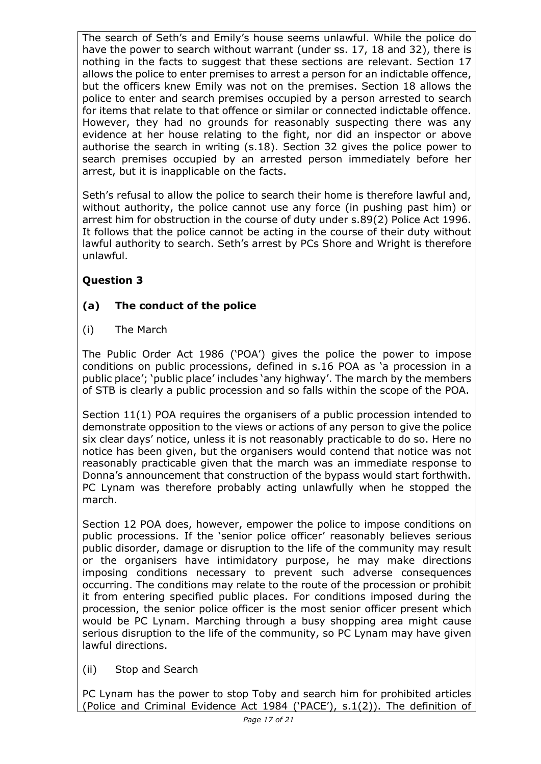The search of Seth's and Emily's house seems unlawful. While the police do have the power to search without warrant (under ss. 17, 18 and 32), there is nothing in the facts to suggest that these sections are relevant. Section 17 allows the police to enter premises to arrest a person for an indictable offence, but the officers knew Emily was not on the premises. Section 18 allows the police to enter and search premises occupied by a person arrested to search for items that relate to that offence or similar or connected indictable offence. However, they had no grounds for reasonably suspecting there was any evidence at her house relating to the fight, nor did an inspector or above authorise the search in writing (s.18). Section 32 gives the police power to search premises occupied by an arrested person immediately before her arrest, but it is inapplicable on the facts.

Seth's refusal to allow the police to search their home is therefore lawful and, without authority, the police cannot use any force (in pushing past him) or arrest him for obstruction in the course of duty under s.89(2) Police Act 1996. It follows that the police cannot be acting in the course of their duty without lawful authority to search. Seth's arrest by PCs Shore and Wright is therefore unlawful.

## Question 3

### (a) The conduct of the police

(i) The March

The Public Order Act 1986 ('POA') gives the police the power to impose conditions on public processions, defined in s.16 POA as 'a procession in a public place'; 'public place' includes 'any highway'. The march by the members of STB is clearly a public procession and so falls within the scope of the POA.

Section 11(1) POA requires the organisers of a public procession intended to demonstrate opposition to the views or actions of any person to give the police six clear days' notice, unless it is not reasonably practicable to do so. Here no notice has been given, but the organisers would contend that notice was not reasonably practicable given that the march was an immediate response to Donna's announcement that construction of the bypass would start forthwith. PC Lynam was therefore probably acting unlawfully when he stopped the march.

Section 12 POA does, however, empower the police to impose conditions on public processions. If the 'senior police officer' reasonably believes serious public disorder, damage or disruption to the life of the community may result or the organisers have intimidatory purpose, he may make directions imposing conditions necessary to prevent such adverse consequences occurring. The conditions may relate to the route of the procession or prohibit it from entering specified public places. For conditions imposed during the procession, the senior police officer is the most senior officer present which would be PC Lynam. Marching through a busy shopping area might cause serious disruption to the life of the community, so PC Lynam may have given lawful directions.

(ii) Stop and Search

PC Lynam has the power to stop Toby and search him for prohibited articles (Police and Criminal Evidence Act 1984 ('PACE'), s.1(2)). The definition of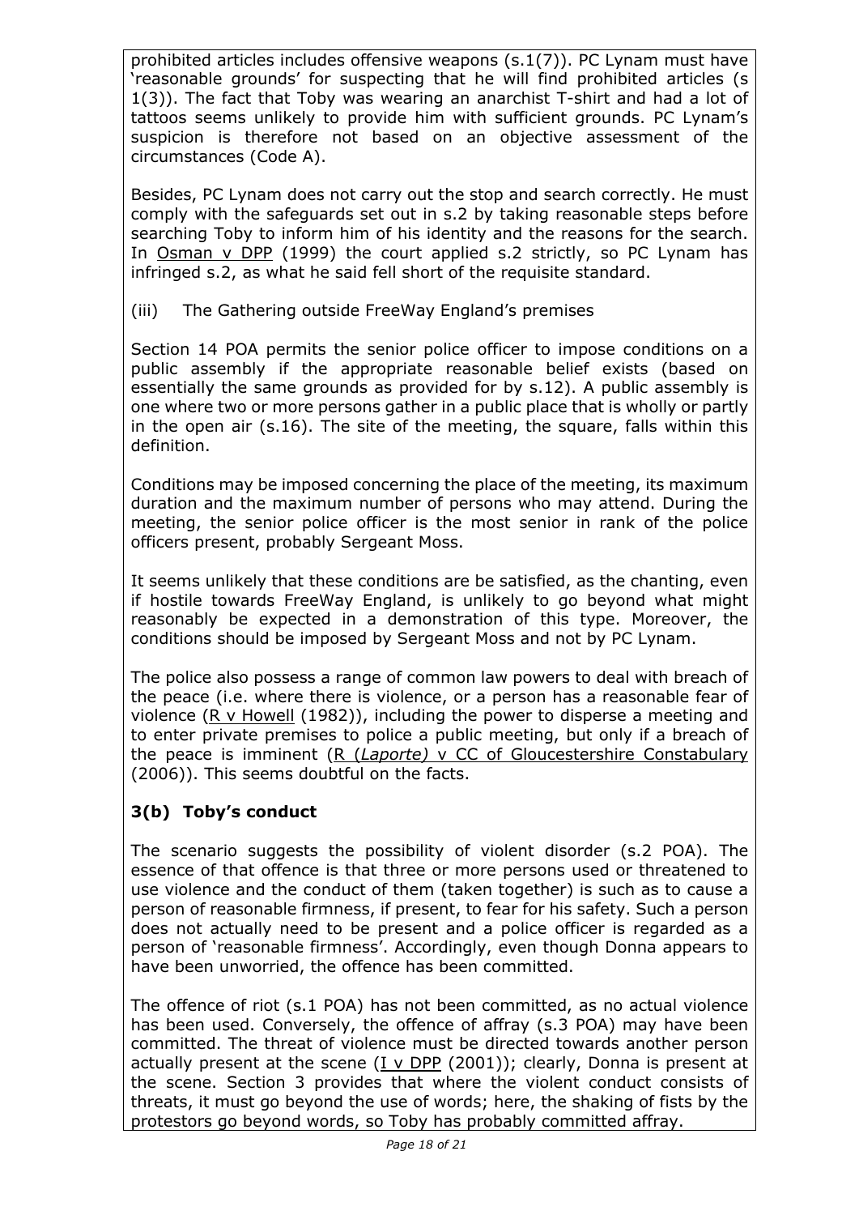prohibited articles includes offensive weapons (s.1(7)). PC Lynam must have 'reasonable grounds' for suspecting that he will find prohibited articles (s 1(3)). The fact that Toby was wearing an anarchist T-shirt and had a lot of tattoos seems unlikely to provide him with sufficient grounds. PC Lynam's suspicion is therefore not based on an objective assessment of the circumstances (Code A).

Besides, PC Lynam does not carry out the stop and search correctly. He must comply with the safeguards set out in s.2 by taking reasonable steps before searching Toby to inform him of his identity and the reasons for the search. In Osman v DPP (1999) the court applied s.2 strictly, so PC Lynam has infringed s.2, as what he said fell short of the requisite standard.

(iii) The Gathering outside FreeWay England's premises

Section 14 POA permits the senior police officer to impose conditions on a public assembly if the appropriate reasonable belief exists (based on essentially the same grounds as provided for by s.12). A public assembly is one where two or more persons gather in a public place that is wholly or partly in the open air (s.16). The site of the meeting, the square, falls within this definition.

Conditions may be imposed concerning the place of the meeting, its maximum duration and the maximum number of persons who may attend. During the meeting, the senior police officer is the most senior in rank of the police officers present, probably Sergeant Moss.

It seems unlikely that these conditions are be satisfied, as the chanting, even if hostile towards FreeWay England, is unlikely to go beyond what might reasonably be expected in a demonstration of this type. Moreover, the conditions should be imposed by Sergeant Moss and not by PC Lynam.

The police also possess a range of common law powers to deal with breach of the peace (i.e. where there is violence, or a person has a reasonable fear of violence (R v Howell (1982)), including the power to disperse a meeting and to enter private premises to police a public meeting, but only if a breach of the peace is imminent (R (*Laporte)* v CC of Gloucestershire Constabulary (2006)). This seems doubtful on the facts.

### 3(b) Toby's conduct

The scenario suggests the possibility of violent disorder (s.2 POA). The essence of that offence is that three or more persons used or threatened to use violence and the conduct of them (taken together) is such as to cause a person of reasonable firmness, if present, to fear for his safety. Such a person does not actually need to be present and a police officer is regarded as a person of 'reasonable firmness'. Accordingly, even though Donna appears to have been unworried, the offence has been committed.

The offence of riot (s.1 POA) has not been committed, as no actual violence has been used. Conversely, the offence of affray (s.3 POA) may have been committed. The threat of violence must be directed towards another person actually present at the scene (I v DPP (2001)); clearly, Donna is present at the scene. Section 3 provides that where the violent conduct consists of threats, it must go beyond the use of words; here, the shaking of fists by the protestors go beyond words, so Toby has probably committed affray.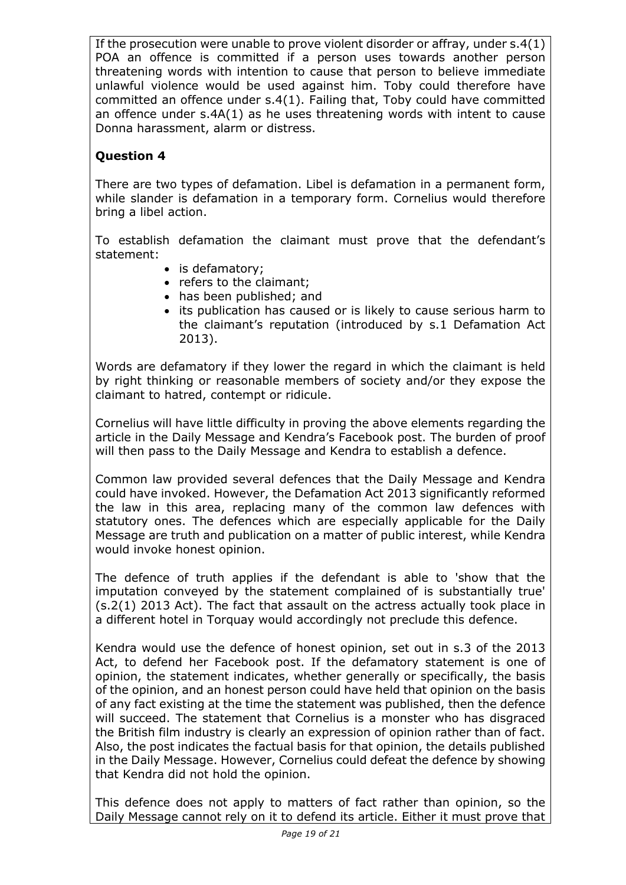If the prosecution were unable to prove violent disorder or affray, under s.4(1) POA an offence is committed if a person uses towards another person threatening words with intention to cause that person to believe immediate unlawful violence would be used against him. Toby could therefore have committed an offence under s.4(1). Failing that, Toby could have committed an offence under s.4A(1) as he uses threatening words with intent to cause Donna harassment, alarm or distress.

## Question 4

There are two types of defamation. Libel is defamation in a permanent form, while slander is defamation in a temporary form. Cornelius would therefore bring a libel action.

To establish defamation the claimant must prove that the defendant's statement:

- is defamatory;
- refers to the claimant;
- has been published; and
- its publication has caused or is likely to cause serious harm to the claimant's reputation (introduced by s.1 Defamation Act 2013).

Words are defamatory if they lower the regard in which the claimant is held by right thinking or reasonable members of society and/or they expose the claimant to hatred, contempt or ridicule.

Cornelius will have little difficulty in proving the above elements regarding the article in the Daily Message and Kendra's Facebook post. The burden of proof will then pass to the Daily Message and Kendra to establish a defence.

Common law provided several defences that the Daily Message and Kendra could have invoked. However, the Defamation Act 2013 significantly reformed the law in this area, replacing many of the common law defences with statutory ones. The defences which are especially applicable for the Daily Message are truth and publication on a matter of public interest, while Kendra would invoke honest opinion.

The defence of truth applies if the defendant is able to 'show that the imputation conveyed by the statement complained of is substantially true' (s.2(1) 2013 Act). The fact that assault on the actress actually took place in a different hotel in Torquay would accordingly not preclude this defence.

Kendra would use the defence of honest opinion, set out in s.3 of the 2013 Act, to defend her Facebook post. If the defamatory statement is one of opinion, the statement indicates, whether generally or specifically, the basis of the opinion, and an honest person could have held that opinion on the basis of any fact existing at the time the statement was published, then the defence will succeed. The statement that Cornelius is a monster who has disgraced the British film industry is clearly an expression of opinion rather than of fact. Also, the post indicates the factual basis for that opinion, the details published in the Daily Message. However, Cornelius could defeat the defence by showing that Kendra did not hold the opinion.

This defence does not apply to matters of fact rather than opinion, so the Daily Message cannot rely on it to defend its article. Either it must prove that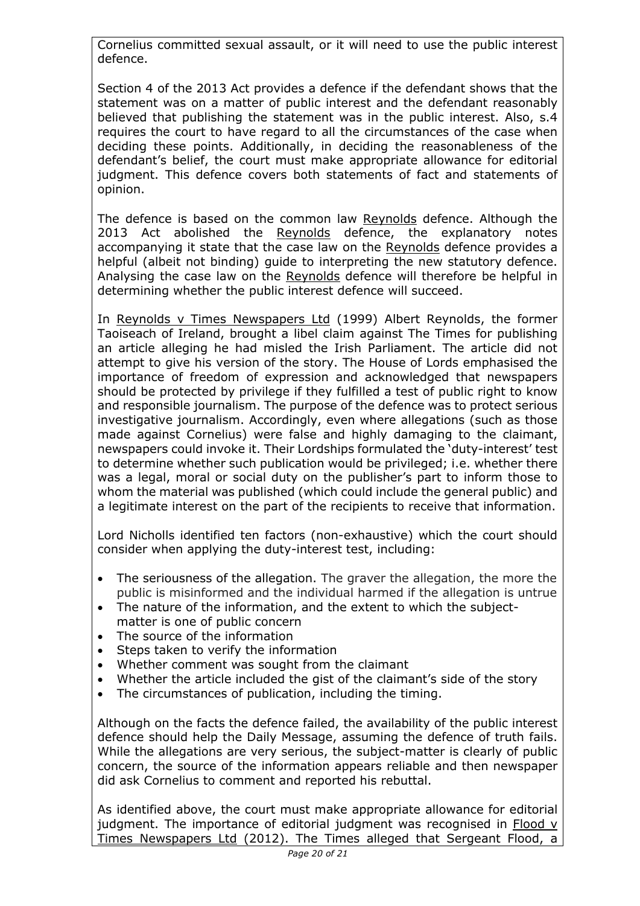Cornelius committed sexual assault, or it will need to use the public interest defence.

Section 4 of the 2013 Act provides a defence if the defendant shows that the statement was on a matter of public interest and the defendant reasonably believed that publishing the statement was in the public interest. Also, s.4 requires the court to have regard to all the circumstances of the case when deciding these points. Additionally, in deciding the reasonableness of the defendant's belief, the court must make appropriate allowance for editorial judgment. This defence covers both statements of fact and statements of opinion.

The defence is based on the common law Reynolds defence. Although the 2013 Act abolished the Reynolds defence, the explanatory notes accompanying it state that the case law on the Reynolds defence provides a helpful (albeit not binding) guide to interpreting the new statutory defence. Analysing the case law on the Reynolds defence will therefore be helpful in determining whether the public interest defence will succeed.

In Reynolds v Times Newspapers Ltd (1999) Albert Reynolds, the former Taoiseach of Ireland, brought a libel claim against The Times for publishing an article alleging he had misled the Irish Parliament. The article did not attempt to give his version of the story. The House of Lords emphasised the importance of freedom of expression and acknowledged that newspapers should be protected by privilege if they fulfilled a test of public right to know and responsible journalism. The purpose of the defence was to protect serious investigative journalism. Accordingly, even where allegations (such as those made against Cornelius) were false and highly damaging to the claimant, newspapers could invoke it. Their Lordships formulated the 'duty-interest' test to determine whether such publication would be privileged; i.e. whether there was a legal, moral or social duty on the publisher's part to inform those to whom the material was published (which could include the general public) and a legitimate interest on the part of the recipients to receive that information.

Lord Nicholls identified ten factors (non-exhaustive) which the court should consider when applying the duty-interest test, including:

- The seriousness of the allegation. The graver the allegation, the more the public is misinformed and the individual harmed if the allegation is untrue
- The nature of the information, and the extent to which the subject-matter is one of public concern
- The source of the information
- Steps taken to verify the information
- Whether comment was sought from the claimant
- Whether the article included the gist of the claimant's side of the story
- The circumstances of publication, including the timing.

Although on the facts the defence failed, the availability of the public interest defence should help the Daily Message, assuming the defence of truth fails. While the allegations are very serious, the subject-matter is clearly of public concern, the source of the information appears reliable and then newspaper did ask Cornelius to comment and reported his rebuttal.

As identified above, the court must make appropriate allowance for editorial judgment. The importance of editorial judgment was recognised in Flood v Times Newspapers Ltd (2012). The Times alleged that Sergeant Flood, a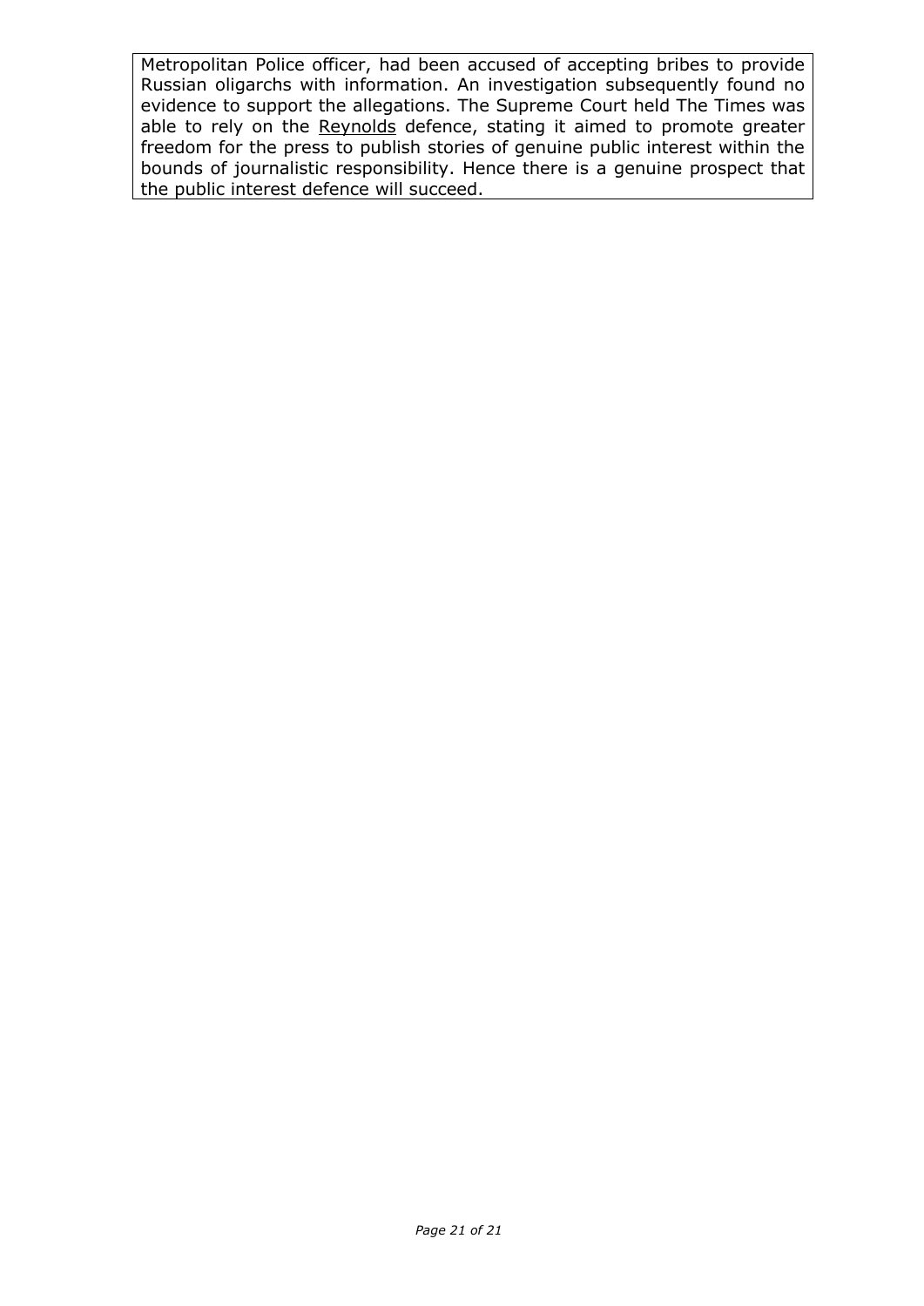Metropolitan Police officer, had been accused of accepting bribes to provide Russian oligarchs with information. An investigation subsequently found no evidence to support the allegations. The Supreme Court held The Times was able to rely on the Reynolds defence, stating it aimed to promote greater freedom for the press to publish stories of genuine public interest within the bounds of journalistic responsibility. Hence there is a genuine prospect that the public interest defence will succeed.